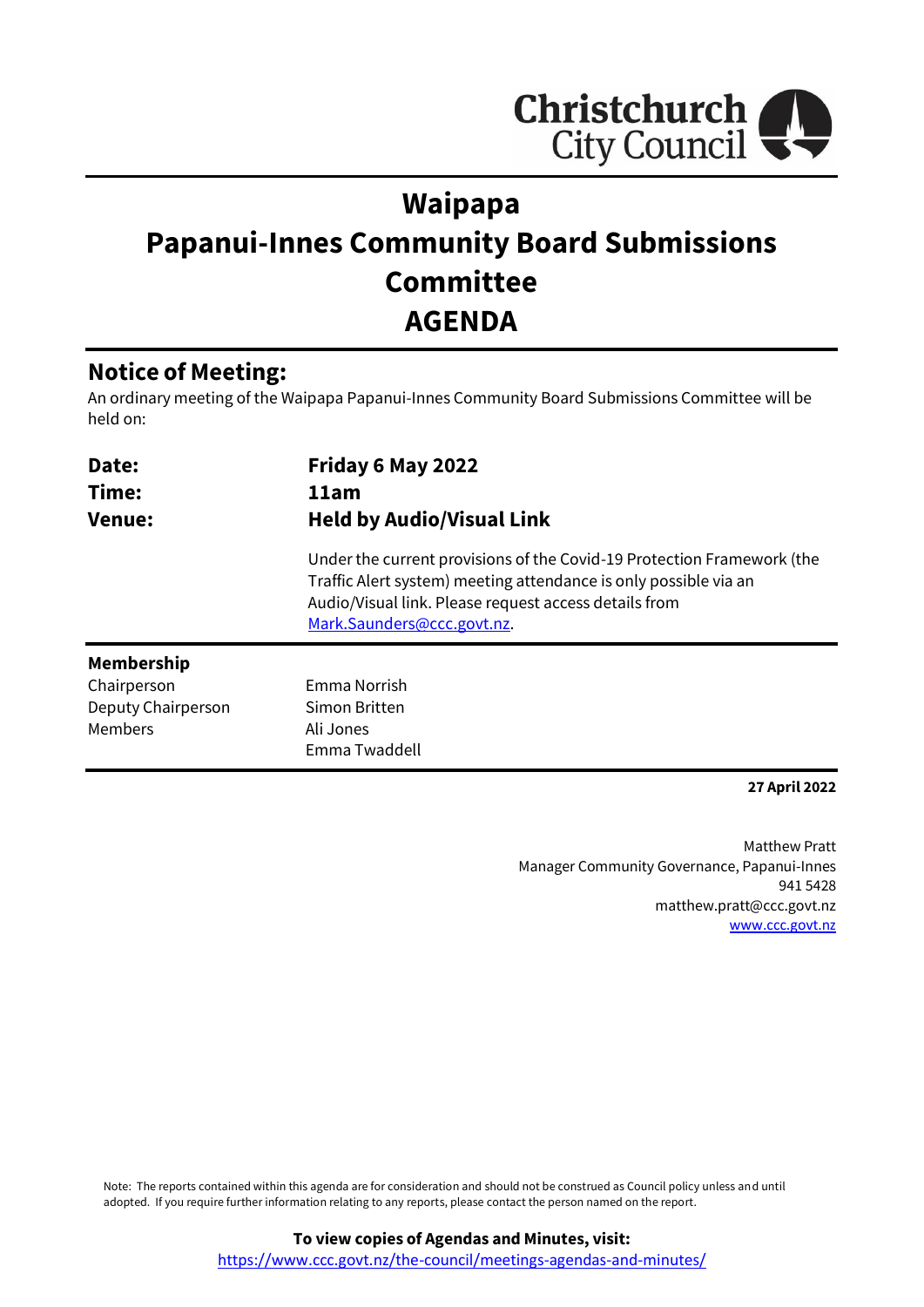Christchurch City Council

# Waipapa
# Papanui-Innes Community Board Submissions Committee
# AGENDA

## Notice of Meeting:

An ordinary meeting of the Waipapa Papanui-Innes Community Board Submissions Committee will be held on:

| | |
|---|---|
| **Date:** | **Friday 6 May 2022** |
| **Time:** | **11am** |
| **Venue:** | **Held by Audio/Visual Link** |
| | Under the current provisions of the Covid-19 Protection Framework (the Traffic Alert system) meeting attendance is only possible via an Audio/Visual link. Please request access details from Mark.Saunders@ccc.govt.nz. |

**Membership**

| | |
|---|---|
| Chairperson | Emma Norrish |
| Deputy Chairperson | Simon Britten |
| Members | Ali Jones |
| | Emma Twaddell |

**27 April 2022**

Matthew Pratt
Manager Community Governance, Papanui-Innes
941 5428
matthew.pratt@ccc.govt.nz
www.ccc.govt.nz

Note: The reports contained within this agenda are for consideration and should not be construed as Council policy unless and until adopted. If you require further information relating to any reports, please contact the person named on the report.

**To view copies of Agendas and Minutes, visit:**
https://www.ccc.govt.nz/the-council/meetings-agendas-and-minutes/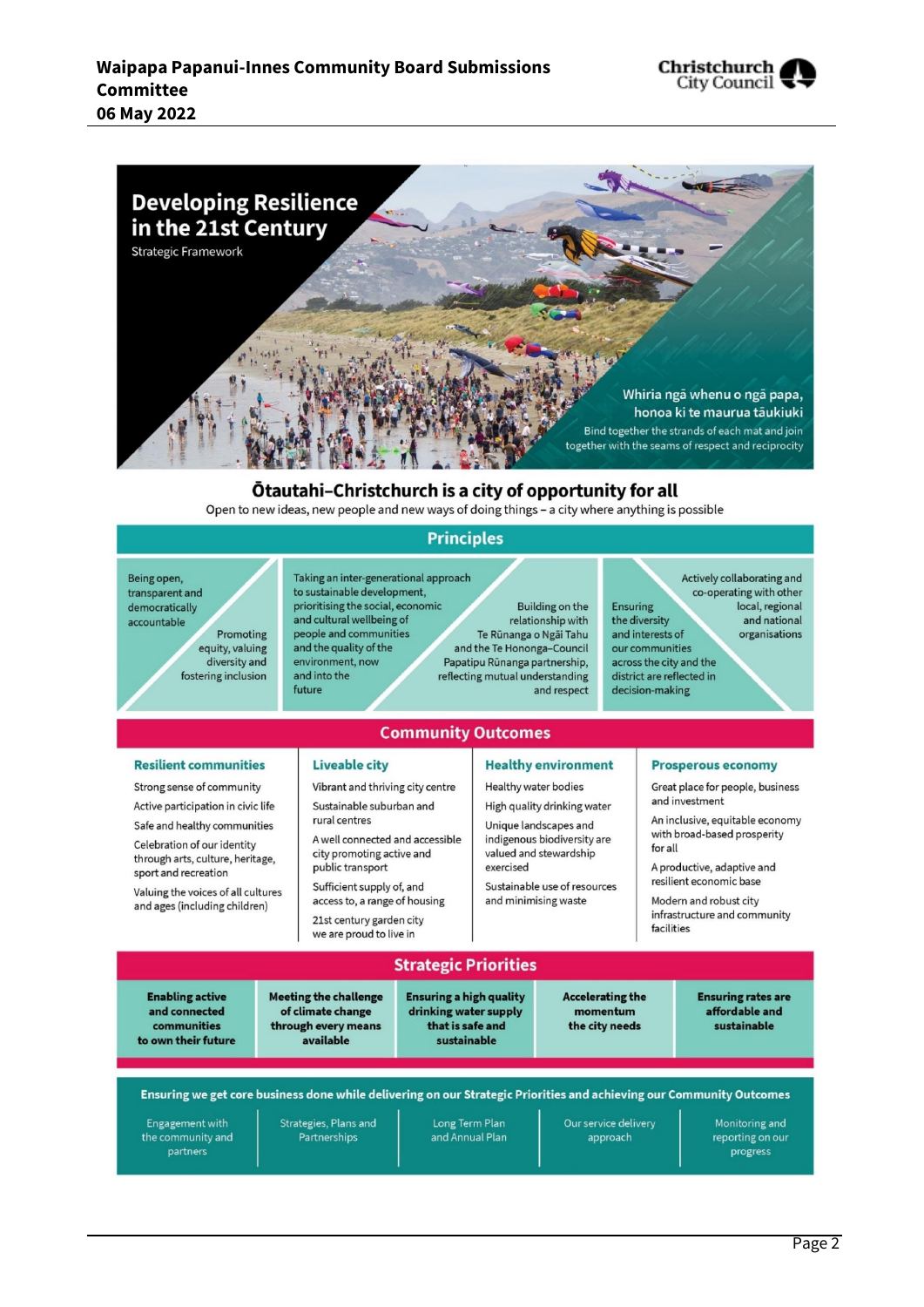# Developing Resilience in the 21st Century

Strategic Framework

Whiria ngā whenu o ngā papa, honoa ki te maurua tāukiuki

Bind together the strands of each mat and join together with the seams of respect and reciprocity

## Ōtautahi–Christchurch is a city of opportunity for all

Open to new ideas, new people and new ways of doing things – a city where anything is possible

## Principles

- Being open, transparent and democratically accountable
- Promoting equity, valuing diversity and fostering inclusion
- Taking an inter-generational approach to sustainable development, prioritising the social, economic and cultural wellbeing of people and communities and the quality of the environment, now and into the future
- Building on the relationship with Te Rūnanga o Ngāi Tahu and the Te Hononga–Council Papatipu Rūnanga partnership, reflecting mutual understanding and respect
- Ensuring the diversity and interests of our communities across the city and the district are reflected in decision-making
- Actively collaborating and co-operating with other local, regional and national organisations

## Community Outcomes

### Resilient communities

- Strong sense of community
- Active participation in civic life
- Safe and healthy communities
- Celebration of our identity through arts, culture, heritage, sport and recreation
- Valuing the voices of all cultures and ages (including children)

### Liveable city

- Vibrant and thriving city centre
- Sustainable suburban and rural centres
- A well connected and accessible city promoting active and public transport
- Sufficient supply of, and access to, a range of housing
- 21st century garden city we are proud to live in

### Healthy environment

- Healthy water bodies
- High quality drinking water
- Unique landscapes and indigenous biodiversity are valued and stewardship exercised
- Sustainable use of resources and minimising waste

### Prosperous economy

- Great place for people, business and investment
- An inclusive, equitable economy with broad-based prosperity for all
- A productive, adaptive and resilient economic base
- Modern and robust city infrastructure and community facilities

## Strategic Priorities

- **Enabling active and connected communities to own their future**
- **Meeting the challenge of climate change through every means available**
- **Ensuring a high quality drinking water supply that is safe and sustainable**
- **Accelerating the momentum the city needs**
- **Ensuring rates are affordable and sustainable**

## Ensuring we get core business done while delivering on our Strategic Priorities and achieving our Community Outcomes

- Engagement with the community and partners
- Strategies, Plans and Partnerships
- Long Term Plan and Annual Plan
- Our service delivery approach
- Monitoring and reporting on our progress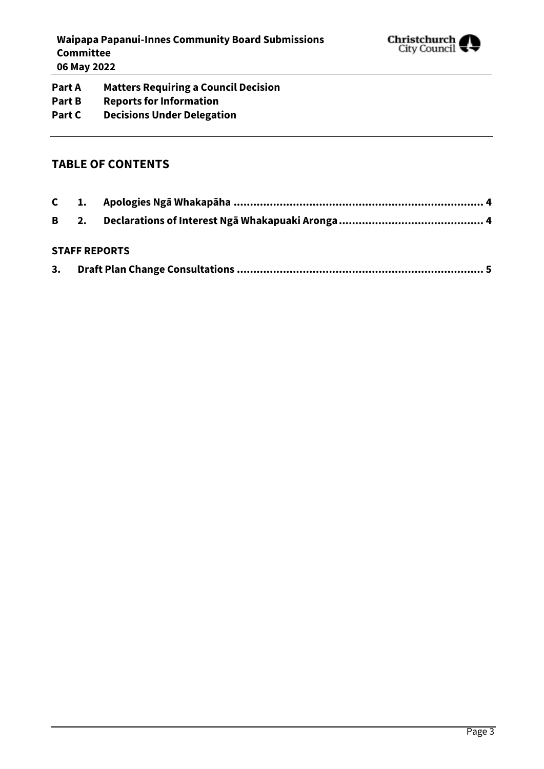**Part A** **Matters Requiring a Council Decision**
**Part B** **Reports for Information**
**Part C** **Decisions Under Delegation**

## TABLE OF CONTENTS

**C 1. Apologies Ngā Whakapāha ............................................................................ 4**

**B 2. Declarations of Interest Ngā Whakapuaki Aronga ............................................ 4**

### STAFF REPORTS

**3. Draft Plan Change Consultations ............................................................................ 5**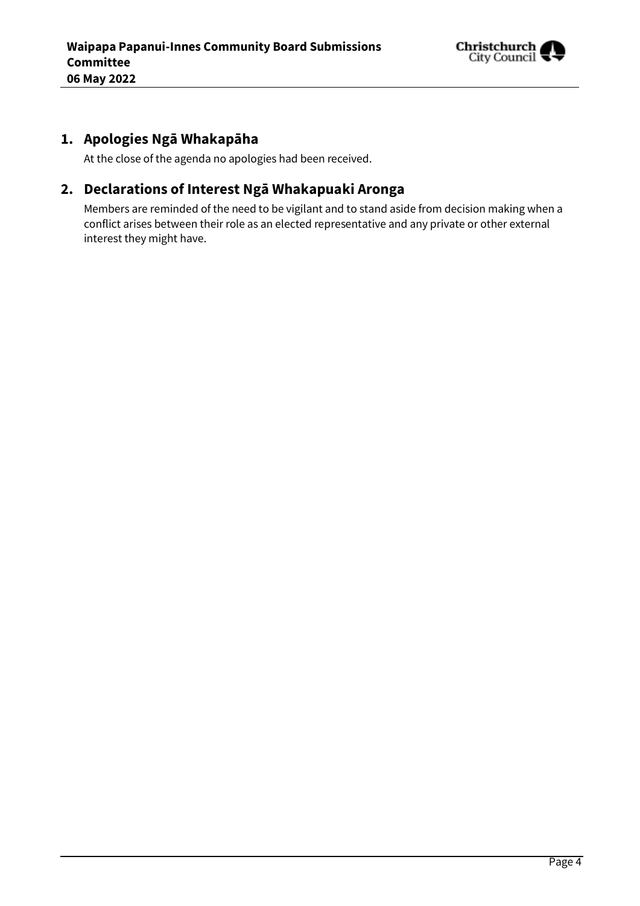## 1. Apologies Ngā Whakapāha

At the close of the agenda no apologies had been received.

## 2. Declarations of Interest Ngā Whakapuaki Aronga

Members are reminded of the need to be vigilant and to stand aside from decision making when a conflict arises between their role as an elected representative and any private or other external interest they might have.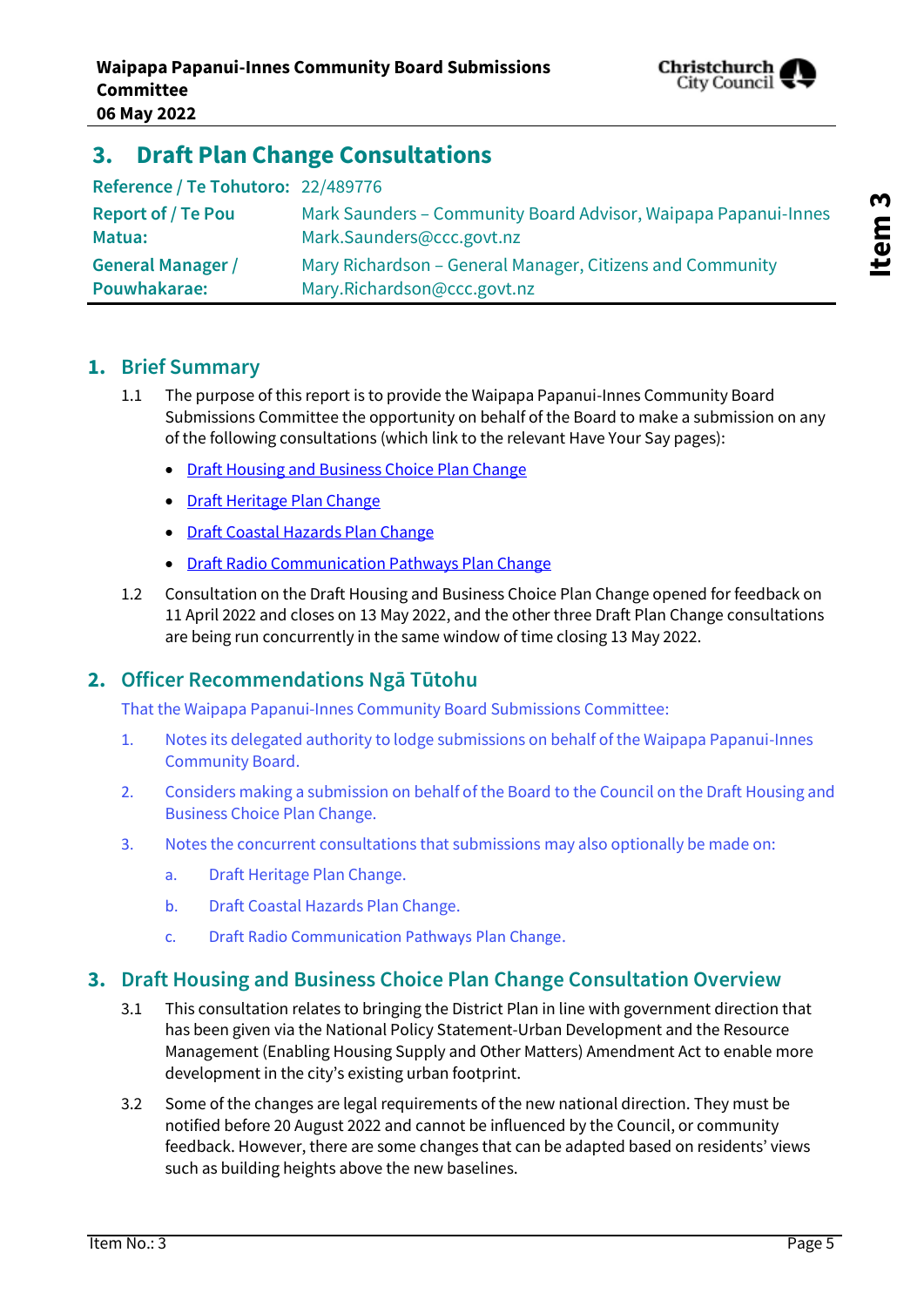# 3. Draft Plan Change Consultations

| | |
|---|---|
| **Reference / Te Tohutoro:** | 22/489776 |
| **Report of / Te Pou Matua:** | Mark Saunders – Community Board Advisor, Waipapa Papanui-Innes Mark.Saunders@ccc.govt.nz |
| **General Manager / Pouwhakarae:** | Mary Richardson – General Manager, Citizens and Community Mary.Richardson@ccc.govt.nz |

## 1. Brief Summary

1.1 The purpose of this report is to provide the Waipapa Papanui-Innes Community Board Submissions Committee the opportunity on behalf of the Board to make a submission on any of the following consultations (which link to the relevant Have Your Say pages):

- Draft Housing and Business Choice Plan Change
- Draft Heritage Plan Change
- Draft Coastal Hazards Plan Change
- Draft Radio Communication Pathways Plan Change

1.2 Consultation on the Draft Housing and Business Choice Plan Change opened for feedback on 11 April 2022 and closes on 13 May 2022, and the other three Draft Plan Change consultations are being run concurrently in the same window of time closing 13 May 2022.

## 2. Officer Recommendations Ngā Tūtohu

That the Waipapa Papanui-Innes Community Board Submissions Committee:

1. Notes its delegated authority to lodge submissions on behalf of the Waipapa Papanui-Innes Community Board.
2. Considers making a submission on behalf of the Board to the Council on the Draft Housing and Business Choice Plan Change.
3. Notes the concurrent consultations that submissions may also optionally be made on:
   a. Draft Heritage Plan Change.
   b. Draft Coastal Hazards Plan Change.
   c. Draft Radio Communication Pathways Plan Change.

## 3. Draft Housing and Business Choice Plan Change Consultation Overview

3.1 This consultation relates to bringing the District Plan in line with government direction that has been given via the National Policy Statement-Urban Development and the Resource Management (Enabling Housing Supply and Other Matters) Amendment Act to enable more development in the city's existing urban footprint.

3.2 Some of the changes are legal requirements of the new national direction. They must be notified before 20 August 2022 and cannot be influenced by the Council, or community feedback. However, there are some changes that can be adapted based on residents' views such as building heights above the new baselines.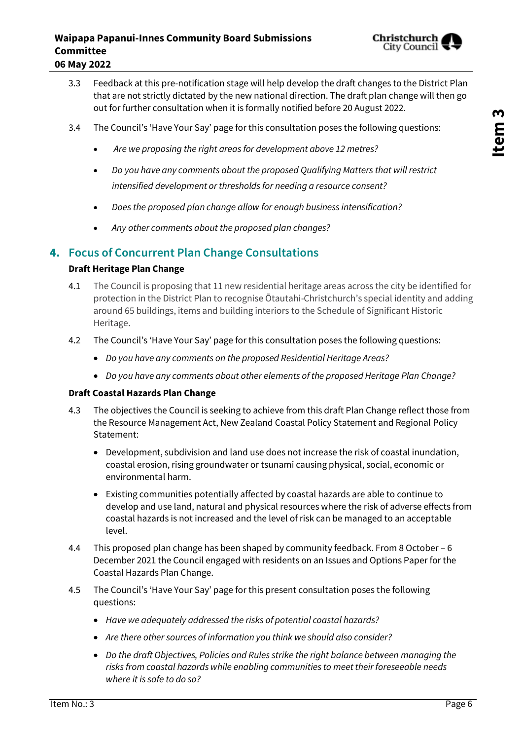3.3 Feedback at this pre-notification stage will help develop the draft changes to the District Plan that are not strictly dictated by the new national direction. The draft plan change will then go out for further consultation when it is formally notified before 20 August 2022.

3.4 The Council's 'Have Your Say' page for this consultation poses the following questions:

- *Are we proposing the right areas for development above 12 metres?*
- *Do you have any comments about the proposed Qualifying Matters that will restrict intensified development or thresholds for needing a resource consent?*
- *Does the proposed plan change allow for enough business intensification?*
- *Any other comments about the proposed plan changes?*

## 4. Focus of Concurrent Plan Change Consultations

**Draft Heritage Plan Change**

4.1 The Council is proposing that 11 new residential heritage areas across the city be identified for protection in the District Plan to recognise Ōtautahi-Christchurch's special identity and adding around 65 buildings, items and building interiors to the Schedule of Significant Historic Heritage.

4.2 The Council's 'Have Your Say' page for this consultation poses the following questions:

- *Do you have any comments on the proposed Residential Heritage Areas?*
- *Do you have any comments about other elements of the proposed Heritage Plan Change?*

**Draft Coastal Hazards Plan Change**

4.3 The objectives the Council is seeking to achieve from this draft Plan Change reflect those from the Resource Management Act, New Zealand Coastal Policy Statement and Regional Policy Statement:

- Development, subdivision and land use does not increase the risk of coastal inundation, coastal erosion, rising groundwater or tsunami causing physical, social, economic or environmental harm.
- Existing communities potentially affected by coastal hazards are able to continue to develop and use land, natural and physical resources where the risk of adverse effects from coastal hazards is not increased and the level of risk can be managed to an acceptable level.

4.4 This proposed plan change has been shaped by community feedback. From 8 October – 6 December 2021 the Council engaged with residents on an Issues and Options Paper for the Coastal Hazards Plan Change.

4.5 The Council's 'Have Your Say' page for this present consultation poses the following questions:

- *Have we adequately addressed the risks of potential coastal hazards?*
- *Are there other sources of information you think we should also consider?*
- *Do the draft Objectives, Policies and Rules strike the right balance between managing the risks from coastal hazards while enabling communities to meet their foreseeable needs where it is safe to do so?*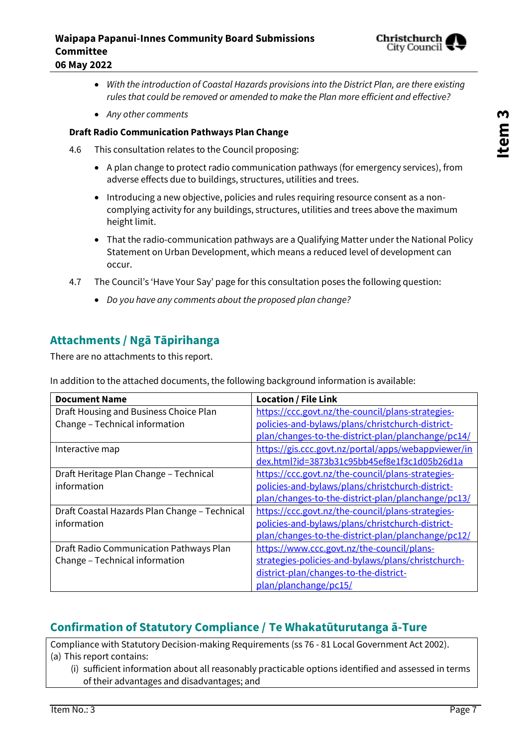- *With the introduction of Coastal Hazards provisions into the District Plan, are there existing rules that could be removed or amended to make the Plan more efficient and effective?*
- *Any other comments*

**Draft Radio Communication Pathways Plan Change**

4.6 This consultation relates to the Council proposing:

- A plan change to protect radio communication pathways (for emergency services), from adverse effects due to buildings, structures, utilities and trees.
- Introducing a new objective, policies and rules requiring resource consent as a non-complying activity for any buildings, structures, utilities and trees above the maximum height limit.
- That the radio-communication pathways are a Qualifying Matter under the National Policy Statement on Urban Development, which means a reduced level of development can occur.

4.7 The Council's 'Have Your Say' page for this consultation poses the following question:

- *Do you have any comments about the proposed plan change?*

## Attachments / Ngā Tāpirihanga

There are no attachments to this report.

In addition to the attached documents, the following background information is available:

| Document Name | Location / File Link |
|---|---|
| Draft Housing and Business Choice Plan Change – Technical information | https://ccc.govt.nz/the-council/plans-strategies-policies-and-bylaws/plans/christchurch-district-plan/changes-to-the-district-plan/planchange/pc14/ |
| Interactive map | https://gis.ccc.govt.nz/portal/apps/webappviewer/index.html?id=3873b31c95bb45ef8e1f3c1d05b26d1a |
| Draft Heritage Plan Change – Technical information | https://ccc.govt.nz/the-council/plans-strategies-policies-and-bylaws/plans/christchurch-district-plan/changes-to-the-district-plan/planchange/pc13/ |
| Draft Coastal Hazards Plan Change – Technical information | https://ccc.govt.nz/the-council/plans-strategies-policies-and-bylaws/plans/christchurch-district-plan/changes-to-the-district-plan/planchange/pc12/ |
| Draft Radio Communication Pathways Plan Change – Technical information | https://www.ccc.govt.nz/the-council/plans-strategies-policies-and-bylaws/plans/christchurch-district-plan/changes-to-the-district-plan/planchange/pc15/ |

## Confirmation of Statutory Compliance / Te Whakatūturutanga ā-Ture

Compliance with Statutory Decision-making Requirements (ss 76 - 81 Local Government Act 2002).

(a) This report contains:

(i) sufficient information about all reasonably practicable options identified and assessed in terms of their advantages and disadvantages; and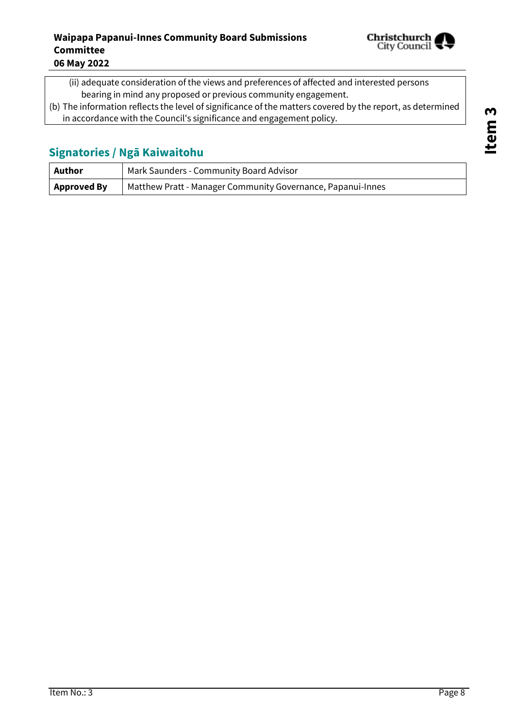(ii) adequate consideration of the views and preferences of affected and interested persons bearing in mind any proposed or previous community engagement.

(b) The information reflects the level of significance of the matters covered by the report, as determined in accordance with the Council's significance and engagement policy.

## Signatories / Ngā Kaiwaitohu

| | |
|---|---|
| **Author** | Mark Saunders - Community Board Advisor |
| **Approved By** | Matthew Pratt - Manager Community Governance, Papanui-Innes |